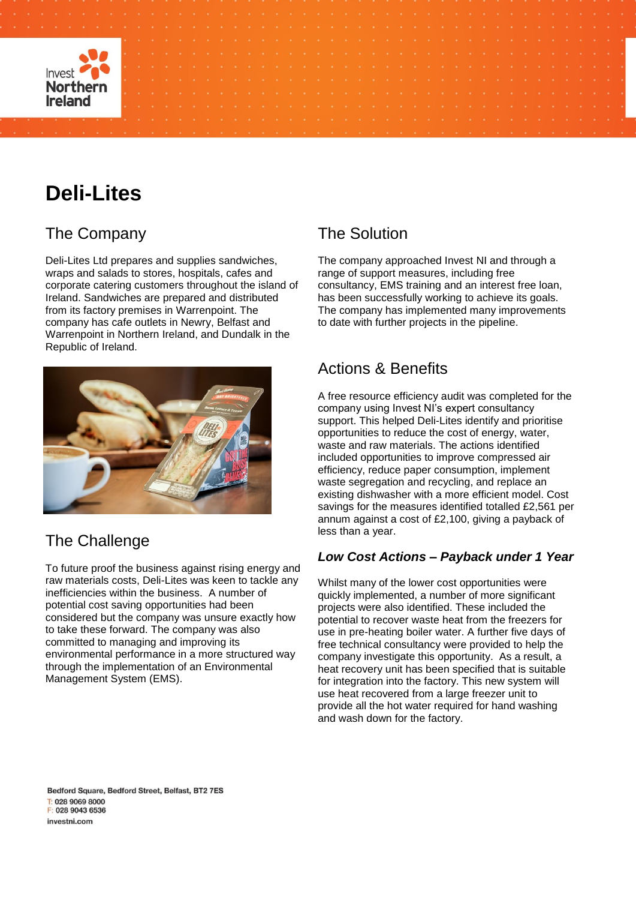# Deli-Lites

## The Company

Deli-Lites Ltd prepares and supplies sandwiches, wraps and salads to stores, hospitals, cafes and corporate catering customers throughout the island of Ireland. Sandwiches are prepared and distributed from its factory premises in Warrenpoint. The company has cafe outlets in Newry, Belfast and Warrenpoint in Northern Ireland, and Dundalk in the Republic of Ireland.

## The Challenge

To future proof the business against rising energy and raw materials costs, Deli-Lites was keen to tackle any inefficiencies within the business. A number of potential cost saving opportunities had been considered but the company was unsure exactly how to take these forward. The company was also committed to managing and improving its environmental performance in a more structured way through the implementation of an Environmental Management System (EMS).

## The Solution

The company approached Invest NI and through a range of support measures, including free consultancy, EMS training and an interest free loan, has been successfully working to achieve its goals. The company has implemented many improvements to date with further projects in the pipeline.

## Actions & Benefits

A free resource efficiency audit was completed for the company using Invest NI's expert consultancy support. This helped Deli-Lites identify and prioritise opportunities to reduce the cost of energy, water, waste and raw materials. The actions identified included opportunities to improve compressed air efficiency, reduce paper consumption, implement waste segregation and recycling, and replace an existing dishwasher with a more efficient model. Cost savings for the measures identified totalled £2,561 per annum against a cost of £2,100, giving a payback of less than a year.

### *Low Cost Actions – Payback under 1 Year*

Whilst many of the lower cost opportunities were quickly implemented, a number of more significant projects were also identified. These included the potential to recover waste heat from the freezers for use in pre-heating boiler water. A further five days of free technical consultancy were provided to help the company investigate this opportunity. As a result, a heat recovery unit has been specified that is suitable for integration into the factory. This new system will use heat recovered from a large freezer unit to provide all the hot water required for hand washing and wash down for the factory.

Bedford Square, Bedford Street, Belfast, BT2 7ES
T: 028 9069 8000
F: 028 9043 6536
investni.com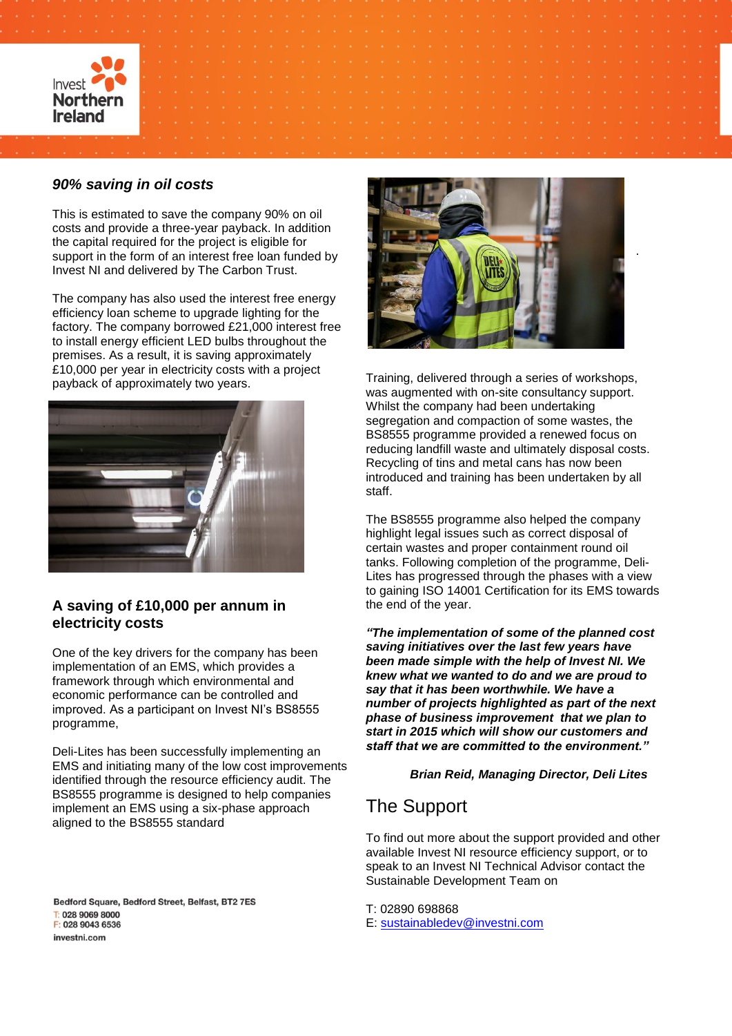### *90% saving in oil costs*

This is estimated to save the company 90% on oil costs and provide a three-year payback. In addition the capital required for the project is eligible for support in the form of an interest free loan funded by Invest NI and delivered by The Carbon Trust.

The company has also used the interest free energy efficiency loan scheme to upgrade lighting for the factory. The company borrowed £21,000 interest free to install energy efficient LED bulbs throughout the premises. As a result, it is saving approximately £10,000 per year in electricity costs with a project payback of approximately two years.

### A saving of £10,000 per annum in electricity costs

One of the key drivers for the company has been implementation of an EMS, which provides a framework through which environmental and economic performance can be controlled and improved. As a participant on Invest NI's BS8555 programme,

Deli-Lites has been successfully implementing an EMS and initiating many of the low cost improvements identified through the resource efficiency audit. The BS8555 programme is designed to help companies implement an EMS using a six-phase approach aligned to the BS8555 standard

Training, delivered through a series of workshops, was augmented with on-site consultancy support. Whilst the company had been undertaking segregation and compaction of some wastes, the BS8555 programme provided a renewed focus on reducing landfill waste and ultimately disposal costs. Recycling of tins and metal cans has now been introduced and training has been undertaken by all staff.

The BS8555 programme also helped the company highlight legal issues such as correct disposal of certain wastes and proper containment round oil tanks. Following completion of the programme, Deli-Lites has progressed through the phases with a view to gaining ISO 14001 Certification for its EMS towards the end of the year.

***"The implementation of some of the planned cost saving initiatives over the last few years have been made simple with the help of Invest NI. We knew what we wanted to do and we are proud to say that it has been worthwhile. We have a number of projects highlighted as part of the next phase of business improvement that we plan to start in 2015 which will show our customers and staff that we are committed to the environment."***

***Brian Reid, Managing Director, Deli Lites***

## The Support

To find out more about the support provided and other available Invest NI resource efficiency support, or to speak to an Invest NI Technical Advisor contact the Sustainable Development Team on

T: 02890 698868
E: sustainabledev@investni.com

Bedford Square, Bedford Street, Belfast, BT2 7ES
T: 028 9069 8000
F: 028 9043 6536
investni.com